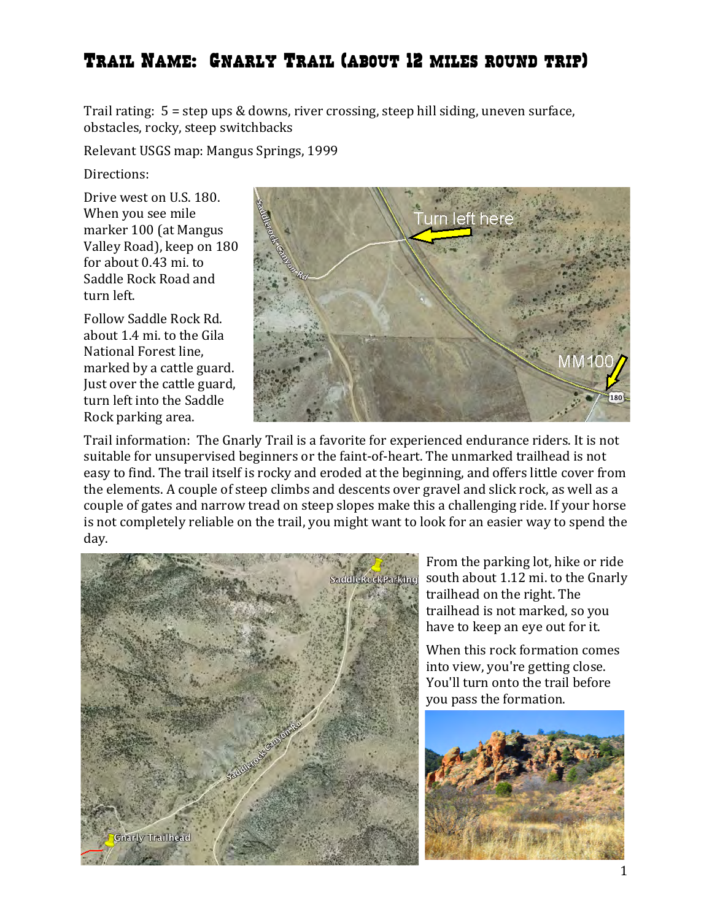# Trail Name: Gnarly Trail (about 12 miles round trip)

Trail rating: 5 = step ups & downs, river crossing, steep hill siding, uneven surface, obstacles, rocky, steep switchbacks

Relevant USGS map: Mangus Springs, 1999

Directions:

Drive west on U.S. 180. When you see mile marker 100 (at Mangus Valley Road), keep on 180 for about 0.43 mi. to Saddle Rock Road and turn left.

Follow Saddle Rock Rd. about 1.4 mi. to the Gila National Forest line, marked by a cattle guard. Just over the cattle guard, turn left into the Saddle Rock parking area.

Trail information: The Gnarly Trail is a favorite for experienced endurance riders. It is not suitable for unsupervised beginners or the faint-of-heart. The unmarked trailhead is not easy to find. The trail itself is rocky and eroded at the beginning, and offers little cover from the elements. A couple of steep climbs and descents over gravel and slick rock, as well as a couple of gates and narrow tread on steep slopes make this a challenging ride. If your horse is not completely reliable on the trail, you might want to look for an easier way to spend the day.

From the parking lot, hike or ride south about 1.12 mi. to the Gnarly trailhead on the right. The trailhead is not marked, so you have to keep an eye out for it.

When this rock formation comes into view, you're getting close. You'll turn onto the trail before you pass the formation.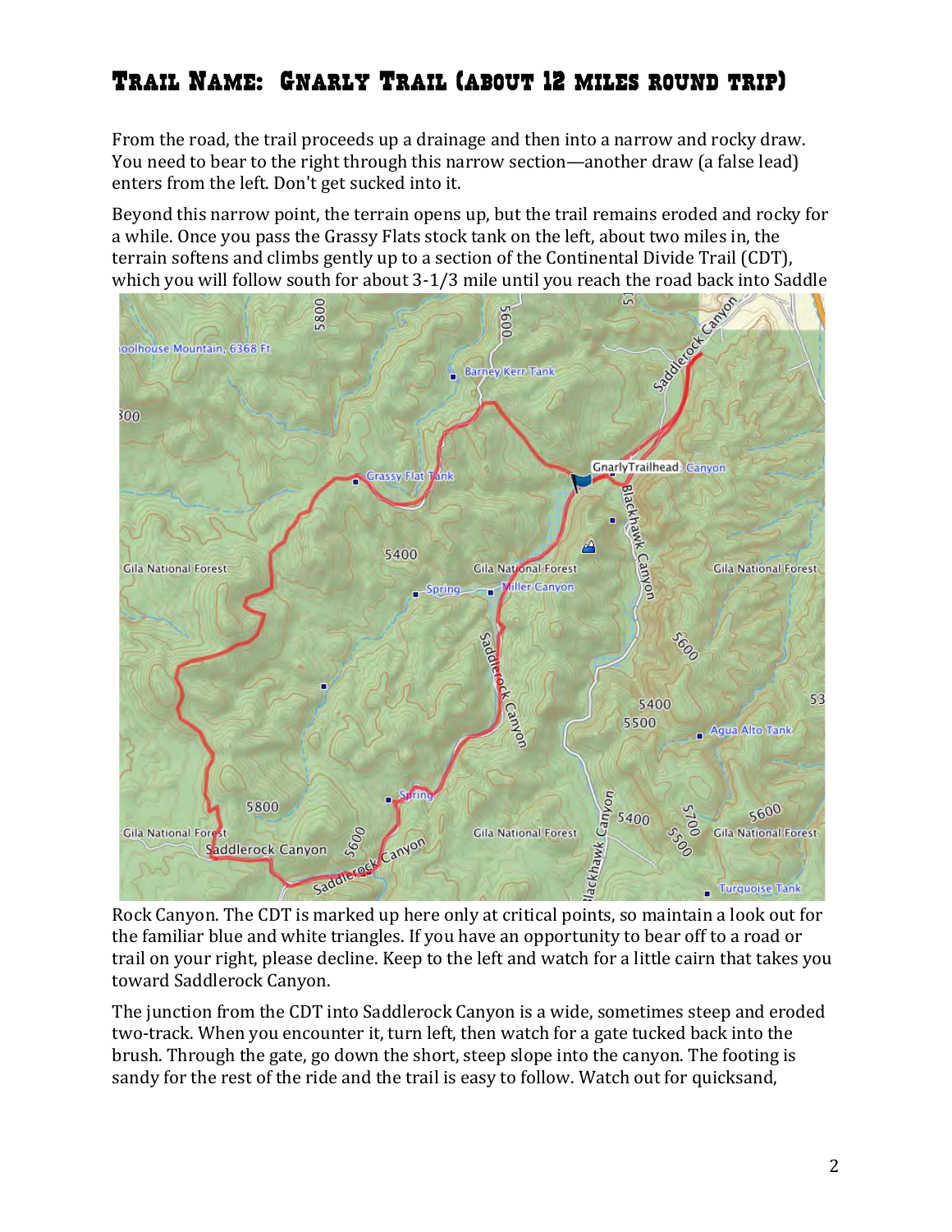# Trail Name: Gnarly Trail (about 12 miles round trip)

From the road, the trail proceeds up a drainage and then into a narrow and rocky draw. You need to bear to the right through this narrow section—another draw (a false lead) enters from the left. Don't get sucked into it.

Beyond this narrow point, the terrain opens up, but the trail remains eroded and rocky for a while. Once you pass the Grassy Flats stock tank on the left, about two miles in, the terrain softens and climbs gently up to a section of the Continental Divide Trail (CDT), which you will follow south for about 3-1/3 mile until you reach the road back into Saddle Rock Canyon. The CDT is marked up here only at critical points, so maintain a look out for the familiar blue and white triangles. If you have an opportunity to bear off to a road or trail on your right, please decline. Keep to the left and watch for a little cairn that takes you toward Saddlerock Canyon.

The junction from the CDT into Saddlerock Canyon is a wide, sometimes steep and eroded two-track. When you encounter it, turn left, then watch for a gate tucked back into the brush. Through the gate, go down the short, steep slope into the canyon. The footing is sandy for the rest of the ride and the trail is easy to follow. Watch out for quicksand,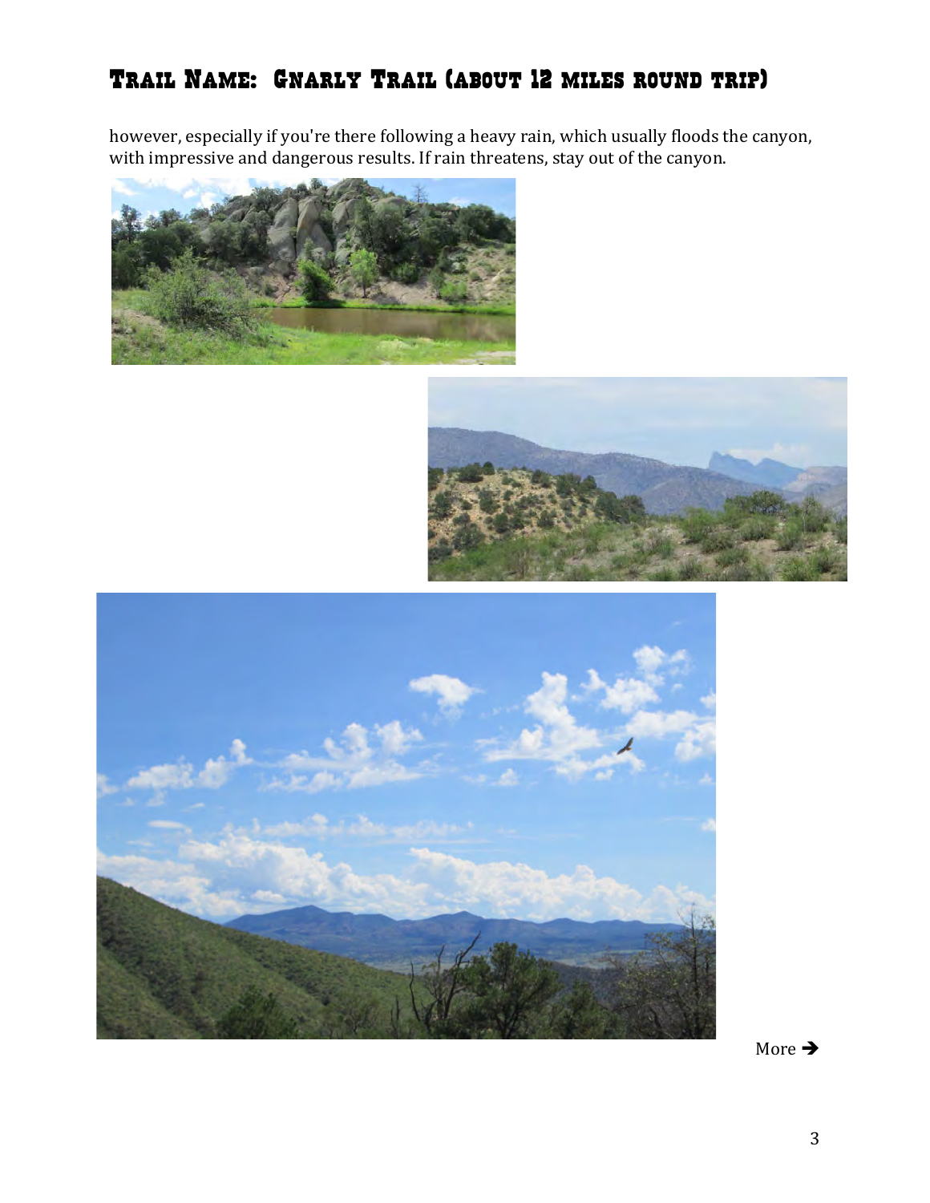## Trail Name: Gnarly Trail (about 12 miles round trip)

however, especially if you're there following a heavy rain, which usually floods the canyon, with impressive and dangerous results. If rain threatens, stay out of the canyon.

More ➔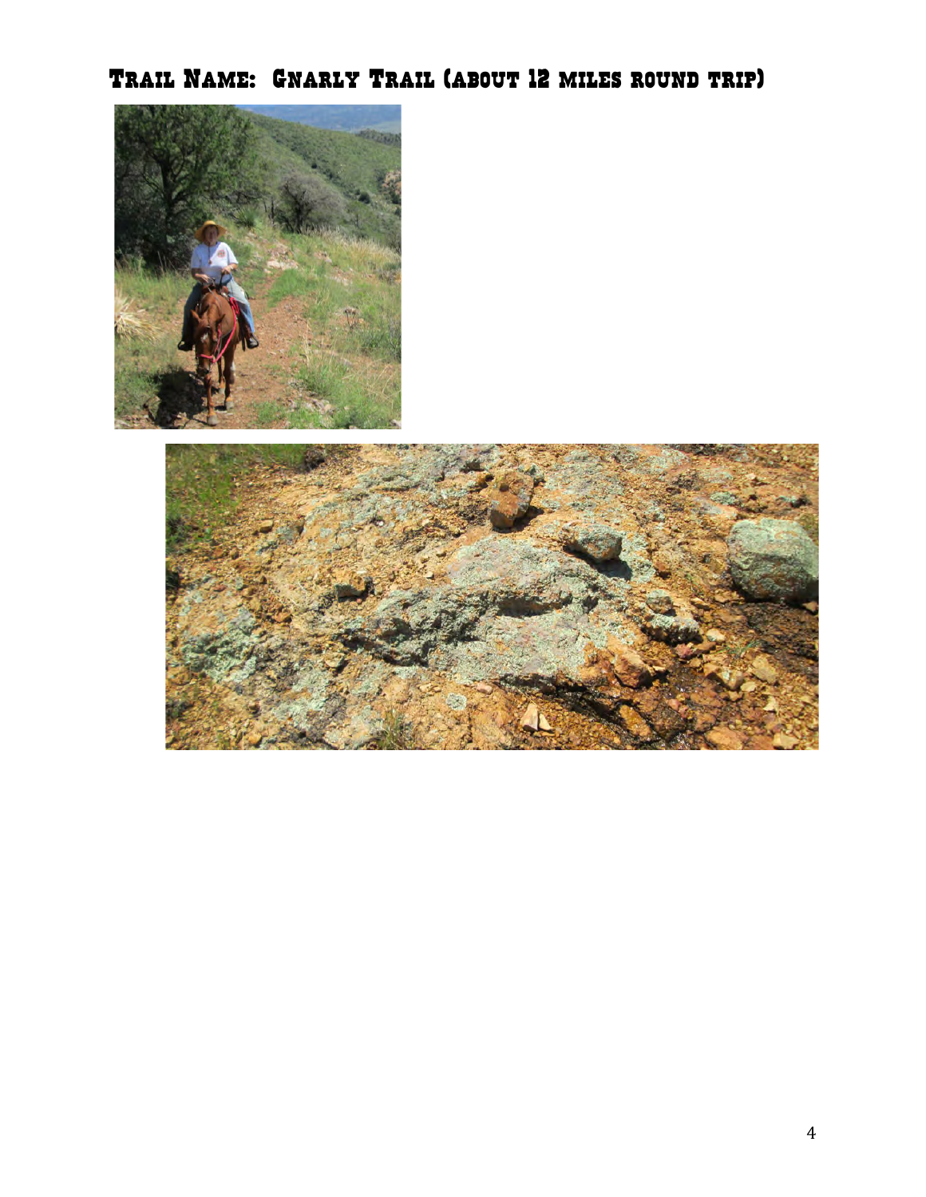# Trail Name: Gnarly Trail (about 12 miles round trip)